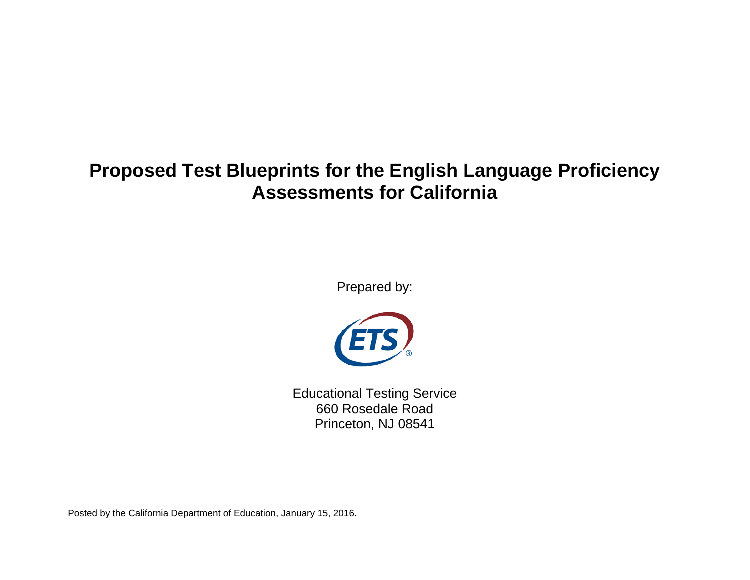# Proposed Test Blueprints for the English Language Proficiency Assessments for California

Prepared by:

ETS

Educational Testing Service
660 Rosedale Road
Princeton, NJ 08541

Posted by the California Department of Education, January 15, 2016.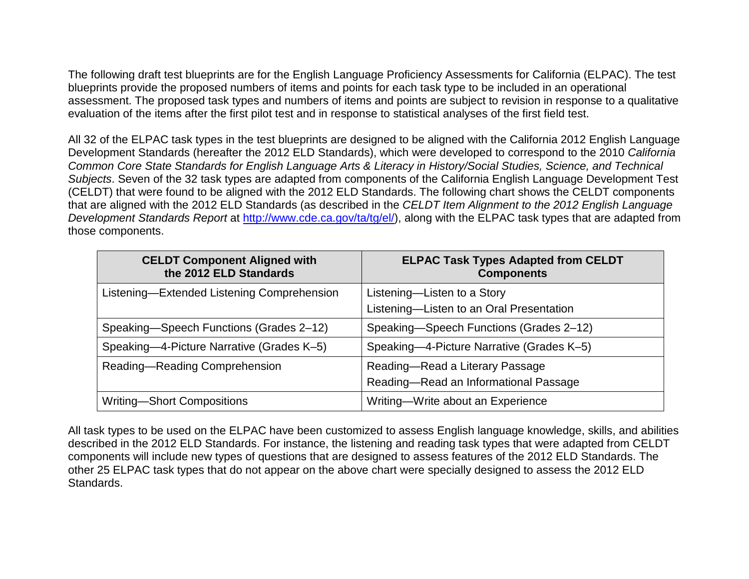The following draft test blueprints are for the English Language Proficiency Assessments for California (ELPAC). The test blueprints provide the proposed numbers of items and points for each task type to be included in an operational assessment. The proposed task types and numbers of items and points are subject to revision in response to a qualitative evaluation of the items after the first pilot test and in response to statistical analyses of the first field test.

All 32 of the ELPAC task types in the test blueprints are designed to be aligned with the California 2012 English Language Development Standards (hereafter the 2012 ELD Standards), which were developed to correspond to the 2010 *California Common Core State Standards for English Language Arts & Literacy in History/Social Studies, Science, and Technical Subjects*. Seven of the 32 task types are adapted from components of the California English Language Development Test (CELDT) that were found to be aligned with the 2012 ELD Standards. The following chart shows the CELDT components that are aligned with the 2012 ELD Standards (as described in the *CELDT Item Alignment to the 2012 English Language Development Standards Report* at [http://www.cde.ca.gov/ta/tg/el/](http://www.cde.ca.gov/ta/tg/el/)), along with the ELPAC task types that are adapted from those components.

| CELDT Component Aligned with the 2012 ELD Standards | ELPAC Task Types Adapted from CELDT Components |
|---|---|
| Listening—Extended Listening Comprehension | Listening—Listen to a Story<br>Listening—Listen to an Oral Presentation |
| Speaking—Speech Functions (Grades 2–12) | Speaking—Speech Functions (Grades 2–12) |
| Speaking—4-Picture Narrative (Grades K–5) | Speaking—4-Picture Narrative (Grades K–5) |
| Reading—Reading Comprehension | Reading—Read a Literary Passage<br>Reading—Read an Informational Passage |
| Writing—Short Compositions | Writing—Write about an Experience |

All task types to be used on the ELPAC have been customized to assess English language knowledge, skills, and abilities described in the 2012 ELD Standards. For instance, the listening and reading task types that were adapted from CELDT components will include new types of questions that are designed to assess features of the 2012 ELD Standards. The other 25 ELPAC task types that do not appear on the above chart were specially designed to assess the 2012 ELD Standards.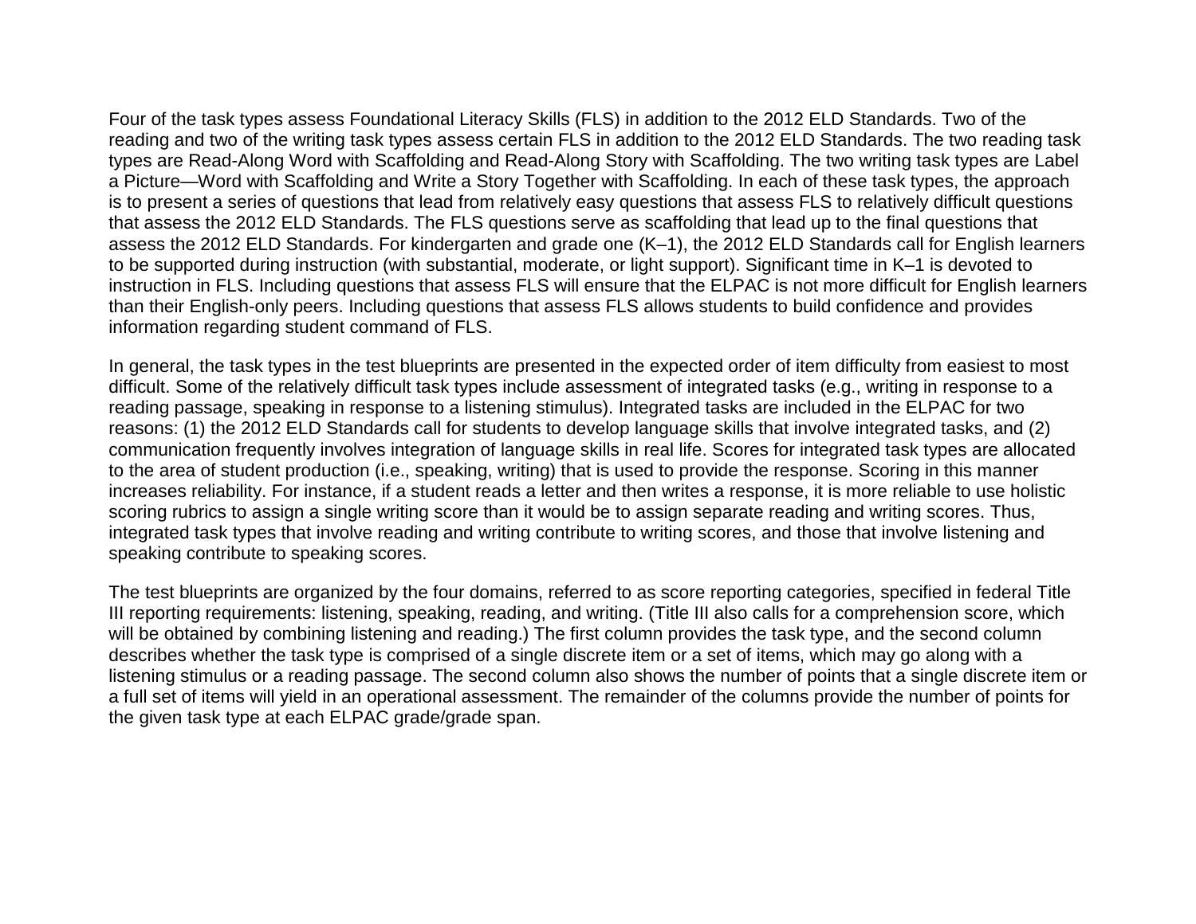Four of the task types assess Foundational Literacy Skills (FLS) in addition to the 2012 ELD Standards. Two of the reading and two of the writing task types assess certain FLS in addition to the 2012 ELD Standards. The two reading task types are Read-Along Word with Scaffolding and Read-Along Story with Scaffolding. The two writing task types are Label a Picture—Word with Scaffolding and Write a Story Together with Scaffolding. In each of these task types, the approach is to present a series of questions that lead from relatively easy questions that assess FLS to relatively difficult questions that assess the 2012 ELD Standards. The FLS questions serve as scaffolding that lead up to the final questions that assess the 2012 ELD Standards. For kindergarten and grade one (K–1), the 2012 ELD Standards call for English learners to be supported during instruction (with substantial, moderate, or light support). Significant time in K–1 is devoted to instruction in FLS. Including questions that assess FLS will ensure that the ELPAC is not more difficult for English learners than their English-only peers. Including questions that assess FLS allows students to build confidence and provides information regarding student command of FLS.

In general, the task types in the test blueprints are presented in the expected order of item difficulty from easiest to most difficult. Some of the relatively difficult task types include assessment of integrated tasks (e.g., writing in response to a reading passage, speaking in response to a listening stimulus). Integrated tasks are included in the ELPAC for two reasons: (1) the 2012 ELD Standards call for students to develop language skills that involve integrated tasks, and (2) communication frequently involves integration of language skills in real life. Scores for integrated task types are allocated to the area of student production (i.e., speaking, writing) that is used to provide the response. Scoring in this manner increases reliability. For instance, if a student reads a letter and then writes a response, it is more reliable to use holistic scoring rubrics to assign a single writing score than it would be to assign separate reading and writing scores. Thus, integrated task types that involve reading and writing contribute to writing scores, and those that involve listening and speaking contribute to speaking scores.

The test blueprints are organized by the four domains, referred to as score reporting categories, specified in federal Title III reporting requirements: listening, speaking, reading, and writing. (Title III also calls for a comprehension score, which will be obtained by combining listening and reading.) The first column provides the task type, and the second column describes whether the task type is comprised of a single discrete item or a set of items, which may go along with a listening stimulus or a reading passage. The second column also shows the number of points that a single discrete item or a full set of items will yield in an operational assessment. The remainder of the columns provide the number of points for the given task type at each ELPAC grade/grade span.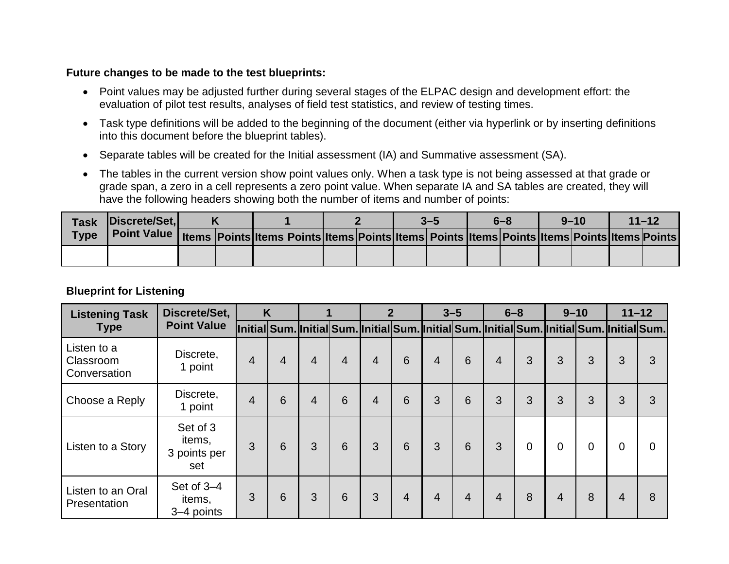**Future changes to be made to the test blueprints:**

- Point values may be adjusted further during several stages of the ELPAC design and development effort: the evaluation of pilot test results, analyses of field test statistics, and review of testing times.
- Task type definitions will be added to the beginning of the document (either via hyperlink or by inserting definitions into this document before the blueprint tables).
- Separate tables will be created for the Initial assessment (IA) and Summative assessment (SA).
- The tables in the current version show point values only. When a task type is not being assessed at that grade or grade span, a zero in a cell represents a zero point value. When separate IA and SA tables are created, they will have the following headers showing both the number of items and number of points:

| Task Type | Discrete/Set, Point Value | K | | 1 | | 2 | | 3–5 | | 6–8 | | 9–10 | | 11–12 | |
|---|---|---|---|---|---|---|---|---|---|---|---|---|---|---|---|
| | | Items | Points | Items | Points | Items | Points | Items | Points | Items | Points | Items | Points | Items | Points |
| | | | | | | | | | | | | | | | |

**Blueprint for Listening**

| Listening Task Type | Discrete/Set, Point Value | K | | 1 | | 2 | | 3–5 | | 6–8 | | 9–10 | | 11–12 | |
|---|---|---|---|---|---|---|---|---|---|---|---|---|---|---|---|
| | | Initial | Sum. | Initial | Sum. | Initial | Sum. | Initial | Sum. | Initial | Sum. | Initial | Sum. | Initial | Sum. |
| Listen to a Classroom Conversation | Discrete, 1 point | 4 | 4 | 4 | 4 | 4 | 6 | 4 | 6 | 4 | 3 | 3 | 3 | 3 | 3 |
| Choose a Reply | Discrete, 1 point | 4 | 6 | 4 | 6 | 4 | 6 | 3 | 6 | 3 | 3 | 3 | 3 | 3 | 3 |
| Listen to a Story | Set of 3 items, 3 points per set | 3 | 6 | 3 | 6 | 3 | 6 | 3 | 6 | 3 | 0 | 0 | 0 | 0 | 0 |
| Listen to an Oral Presentation | Set of 3–4 items, 3–4 points | 3 | 6 | 3 | 6 | 3 | 4 | 4 | 4 | 4 | 8 | 4 | 8 | 4 | 8 |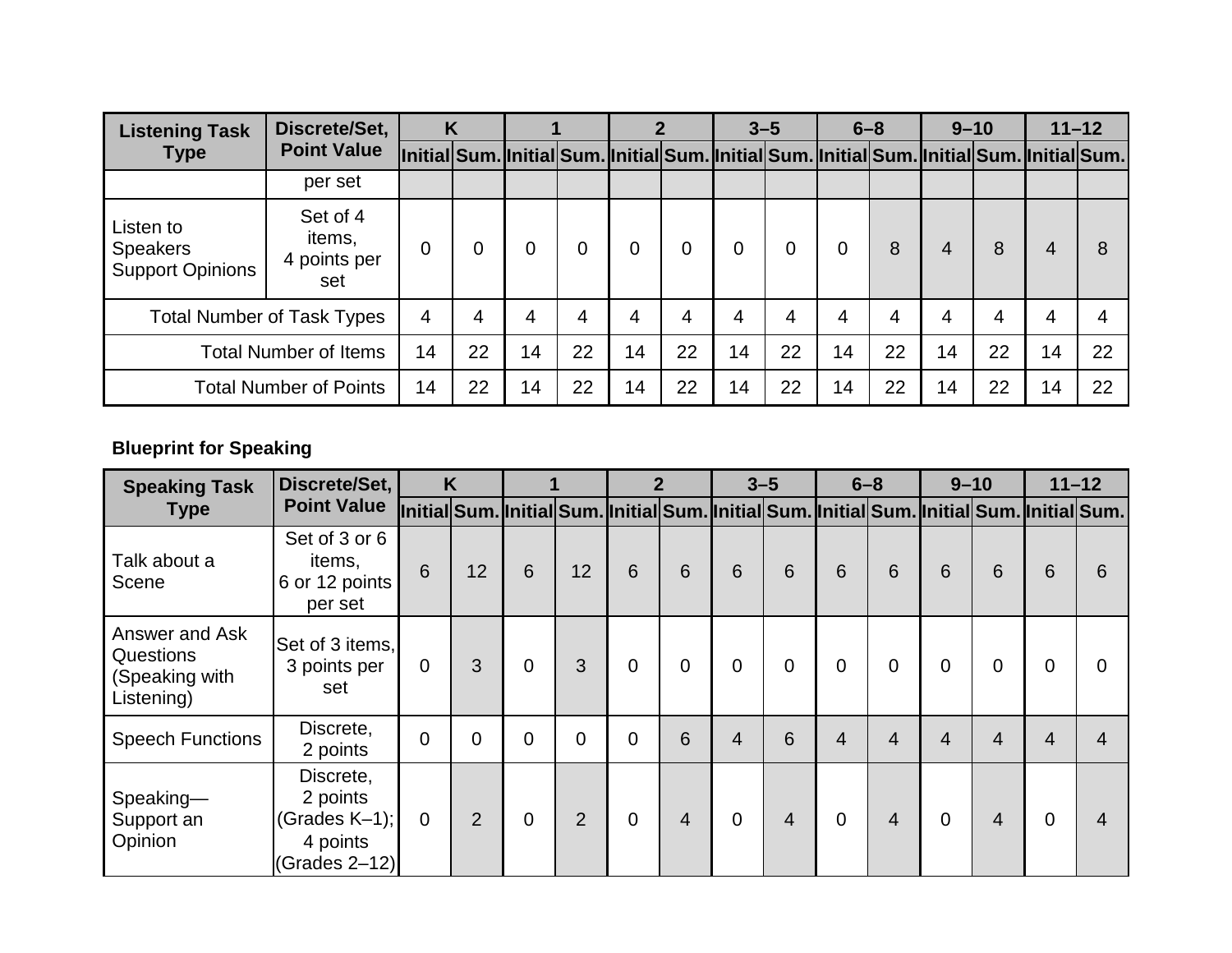| Listening Task Type | Discrete/Set, Point Value | K | | 1 | | 2 | | 3–5 | | 6–8 | | 9–10 | | 11–12 | |
|---|---|---|---|---|---|---|---|---|---|---|---|---|---|---|---|
| | | Initial | Sum. | Initial | Sum. | Initial | Sum. | Initial | Sum. | Initial | Sum. | Initial | Sum. | Initial | Sum. |
| | per set | | | | | | | | | | | | | | |
| Listen to Speakers Support Opinions | Set of 4 items, 4 points per set | 0 | 0 | 0 | 0 | 0 | 0 | 0 | 0 | 0 | 8 | 4 | 8 | 4 | 8 |
| Total Number of Task Types | | 4 | 4 | 4 | 4 | 4 | 4 | 4 | 4 | 4 | 4 | 4 | 4 | 4 | 4 |
| Total Number of Items | | 14 | 22 | 14 | 22 | 14 | 22 | 14 | 22 | 14 | 22 | 14 | 22 | 14 | 22 |
| Total Number of Points | | 14 | 22 | 14 | 22 | 14 | 22 | 14 | 22 | 14 | 22 | 14 | 22 | 14 | 22 |

**Blueprint for Speaking**

| Speaking Task Type | Discrete/Set, Point Value | K | | 1 | | 2 | | 3–5 | | 6–8 | | 9–10 | | 11–12 | |
|---|---|---|---|---|---|---|---|---|---|---|---|---|---|---|---|
| | | Initial | Sum. | Initial | Sum. | Initial | Sum. | Initial | Sum. | Initial | Sum. | Initial | Sum. | Initial | Sum. |
| Talk about a Scene | Set of 3 or 6 items, 6 or 12 points per set | 6 | 12 | 6 | 12 | 6 | 6 | 6 | 6 | 6 | 6 | 6 | 6 | 6 | 6 |
| Answer and Ask Questions (Speaking with Listening) | Set of 3 items, 3 points per set | 0 | 3 | 0 | 3 | 0 | 0 | 0 | 0 | 0 | 0 | 0 | 0 | 0 | 0 |
| Speech Functions | Discrete, 2 points | 0 | 0 | 0 | 0 | 0 | 6 | 4 | 6 | 4 | 4 | 4 | 4 | 4 | 4 |
| Speaking—Support an Opinion | Discrete, 2 points (Grades K–1); 4 points (Grades 2–12) | 0 | 2 | 0 | 2 | 0 | 4 | 0 | 4 | 0 | 4 | 0 | 4 | 0 | 4 |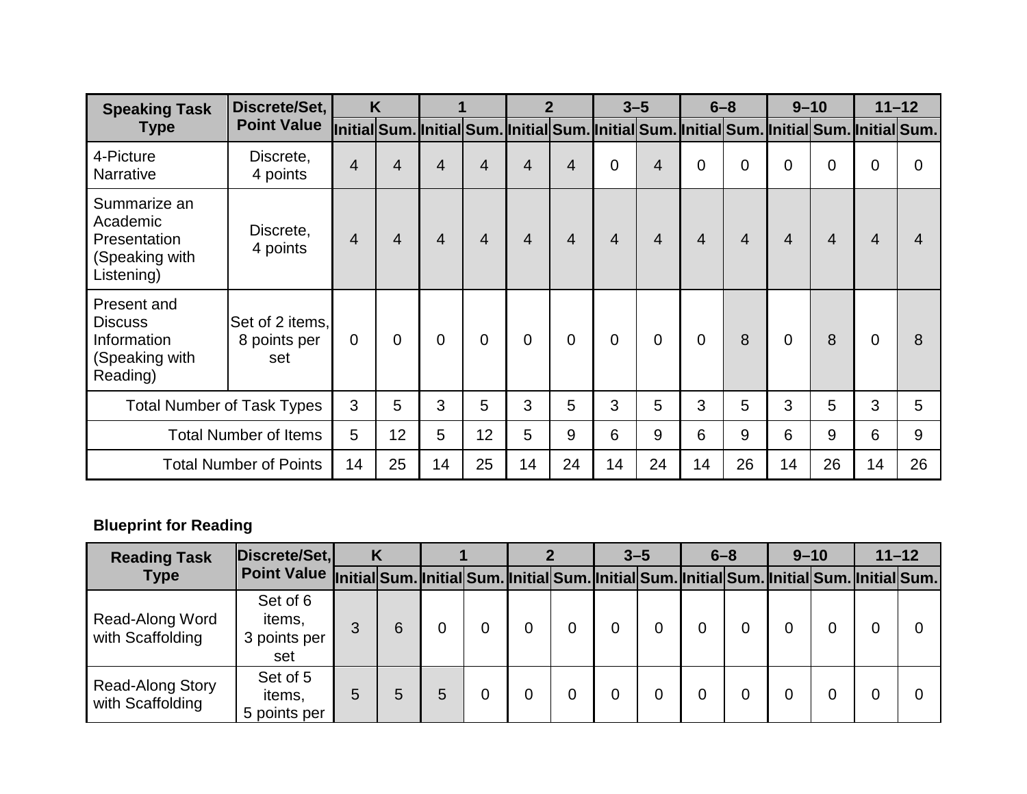| Speaking Task Type | Discrete/Set, Point Value | K | | 1 | | 2 | | 3–5 | | 6–8 | | 9–10 | | 11–12 | |
|---|---|---|---|---|---|---|---|---|---|---|---|---|---|---|---|
| | | Initial | Sum. | Initial | Sum. | Initial | Sum. | Initial | Sum. | Initial | Sum. | Initial | Sum. | Initial | Sum. |
| 4-Picture Narrative | Discrete, 4 points | 4 | 4 | 4 | 4 | 4 | 4 | 0 | 4 | 0 | 0 | 0 | 0 | 0 | 0 |
| Summarize an Academic Presentation (Speaking with Listening) | Discrete, 4 points | 4 | 4 | 4 | 4 | 4 | 4 | 4 | 4 | 4 | 4 | 4 | 4 | 4 | 4 |
| Present and Discuss Information (Speaking with Reading) | Set of 2 items, 8 points per set | 0 | 0 | 0 | 0 | 0 | 0 | 0 | 0 | 0 | 8 | 0 | 8 | 0 | 8 |
| Total Number of Task Types | | 3 | 5 | 3 | 5 | 3 | 5 | 3 | 5 | 3 | 5 | 3 | 5 | 3 | 5 |
| Total Number of Items | | 5 | 12 | 5 | 12 | 5 | 9 | 6 | 9 | 6 | 9 | 6 | 9 | 6 | 9 |
| Total Number of Points | | 14 | 25 | 14 | 25 | 14 | 24 | 14 | 24 | 14 | 26 | 14 | 26 | 14 | 26 |

**Blueprint for Reading**

| Reading Task Type | Discrete/Set, Point Value | K | | 1 | | 2 | | 3–5 | | 6–8 | | 9–10 | | 11–12 | |
|---|---|---|---|---|---|---|---|---|---|---|---|---|---|---|---|
| | | Initial | Sum. | Initial | Sum. | Initial | Sum. | Initial | Sum. | Initial | Sum. | Initial | Sum. | Initial | Sum. |
| Read-Along Word with Scaffolding | Set of 6 items, 3 points per set | 3 | 6 | 0 | 0 | 0 | 0 | 0 | 0 | 0 | 0 | 0 | 0 | 0 | 0 |
| Read-Along Story with Scaffolding | Set of 5 items, 5 points per | 5 | 5 | 5 | 0 | 0 | 0 | 0 | 0 | 0 | 0 | 0 | 0 | 0 | 0 |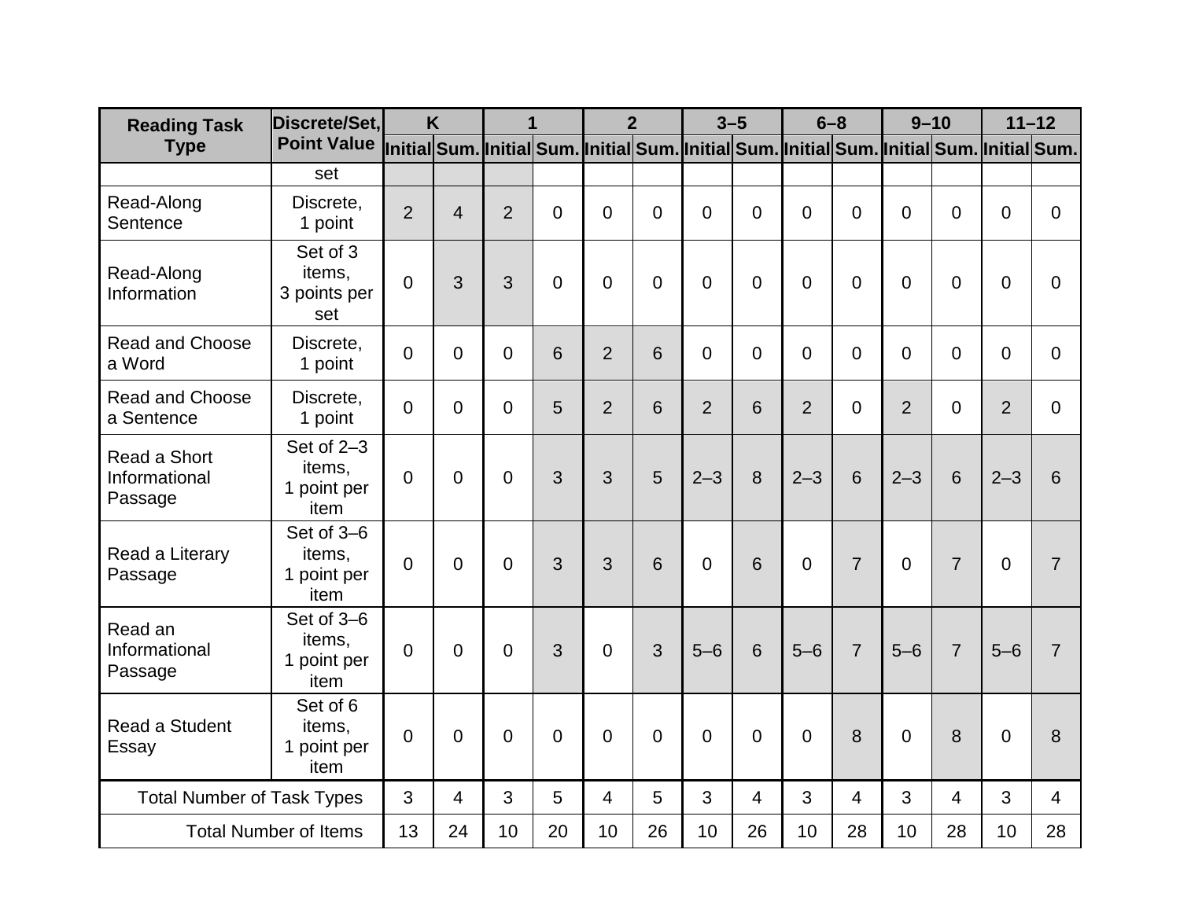| Reading Task Type | Discrete/Set, Point Value | K | | 1 | | 2 | | 3–5 | | 6–8 | | 9–10 | | 11–12 | |
|---|---|---|---|---|---|---|---|---|---|---|---|---|---|---|---|
| | | Initial | Sum. | Initial | Sum. | Initial | Sum. | Initial | Sum. | Initial | Sum. | Initial | Sum. | Initial | Sum. |
| | set | | | | | | | | | | | | | | |
| Read-Along Sentence | Discrete, 1 point | 2 | 4 | 2 | 0 | 0 | 0 | 0 | 0 | 0 | 0 | 0 | 0 | 0 | 0 |
| Read-Along Information | Set of 3 items, 3 points per set | 0 | 3 | 3 | 0 | 0 | 0 | 0 | 0 | 0 | 0 | 0 | 0 | 0 | 0 |
| Read and Choose a Word | Discrete, 1 point | 0 | 0 | 0 | 6 | 2 | 6 | 0 | 0 | 0 | 0 | 0 | 0 | 0 | 0 |
| Read and Choose a Sentence | Discrete, 1 point | 0 | 0 | 0 | 5 | 2 | 6 | 2 | 6 | 2 | 0 | 2 | 0 | 2 | 0 |
| Read a Short Informational Passage | Set of 2–3 items, 1 point per item | 0 | 0 | 0 | 3 | 3 | 5 | 2–3 | 8 | 2–3 | 6 | 2–3 | 6 | 2–3 | 6 |
| Read a Literary Passage | Set of 3–6 items, 1 point per item | 0 | 0 | 0 | 3 | 3 | 6 | 0 | 6 | 0 | 7 | 0 | 7 | 0 | 7 |
| Read an Informational Passage | Set of 3–6 items, 1 point per item | 0 | 0 | 0 | 3 | 0 | 3 | 5–6 | 6 | 5–6 | 7 | 5–6 | 7 | 5–6 | 7 |
| Read a Student Essay | Set of 6 items, 1 point per item | 0 | 0 | 0 | 0 | 0 | 0 | 0 | 0 | 0 | 8 | 0 | 8 | 0 | 8 |
| Total Number of Task Types | | 3 | 4 | 3 | 5 | 4 | 5 | 3 | 4 | 3 | 4 | 3 | 4 | 3 | 4 |
| Total Number of Items | | 13 | 24 | 10 | 20 | 10 | 26 | 10 | 26 | 10 | 28 | 10 | 28 | 10 | 28 |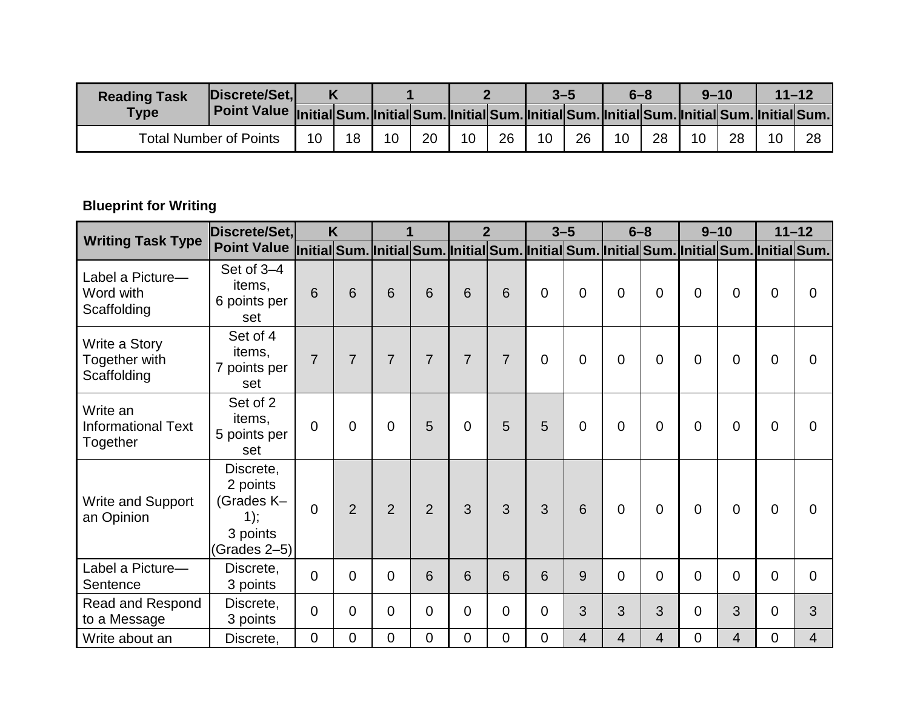| Reading Task Type | Discrete/Set, Point Value | K | | 1 | | 2 | | 3–5 | | 6–8 | | 9–10 | | 11–12 | |
|---|---|---|---|---|---|---|---|---|---|---|---|---|---|---|---|
| | | Initial | Sum. | Initial | Sum. | Initial | Sum. | Initial | Sum. | Initial | Sum. | Initial | Sum. | Initial | Sum. |
| Total Number of Points | | 10 | 18 | 10 | 20 | 10 | 26 | 10 | 26 | 10 | 28 | 10 | 28 | 10 | 28 |

**Blueprint for Writing**

| Writing Task Type | Discrete/Set, Point Value | K | | 1 | | 2 | | 3–5 | | 6–8 | | 9–10 | | 11–12 | |
|---|---|---|---|---|---|---|---|---|---|---|---|---|---|---|---|
| | | Initial | Sum. | Initial | Sum. | Initial | Sum. | Initial | Sum. | Initial | Sum. | Initial | Sum. | Initial | Sum. |
| Label a Picture—Word with Scaffolding | Set of 3–4 items, 6 points per set | 6 | 6 | 6 | 6 | 6 | 6 | 0 | 0 | 0 | 0 | 0 | 0 | 0 | 0 |
| Write a Story Together with Scaffolding | Set of 4 items, 7 points per set | 7 | 7 | 7 | 7 | 7 | 7 | 0 | 0 | 0 | 0 | 0 | 0 | 0 | 0 |
| Write an Informational Text Together | Set of 2 items, 5 points per set | 0 | 0 | 0 | 5 | 0 | 5 | 5 | 0 | 0 | 0 | 0 | 0 | 0 | 0 |
| Write and Support an Opinion | Discrete, 2 points (Grades K–1); 3 points (Grades 2–5) | 0 | 2 | 2 | 2 | 3 | 3 | 3 | 6 | 0 | 0 | 0 | 0 | 0 | 0 |
| Label a Picture—Sentence | Discrete, 3 points | 0 | 0 | 0 | 6 | 6 | 6 | 6 | 9 | 0 | 0 | 0 | 0 | 0 | 0 |
| Read and Respond to a Message | Discrete, 3 points | 0 | 0 | 0 | 0 | 0 | 0 | 0 | 3 | 3 | 3 | 0 | 3 | 0 | 3 |
| Write about an | Discrete, | 0 | 0 | 0 | 0 | 0 | 0 | 0 | 4 | 4 | 4 | 0 | 4 | 0 | 4 |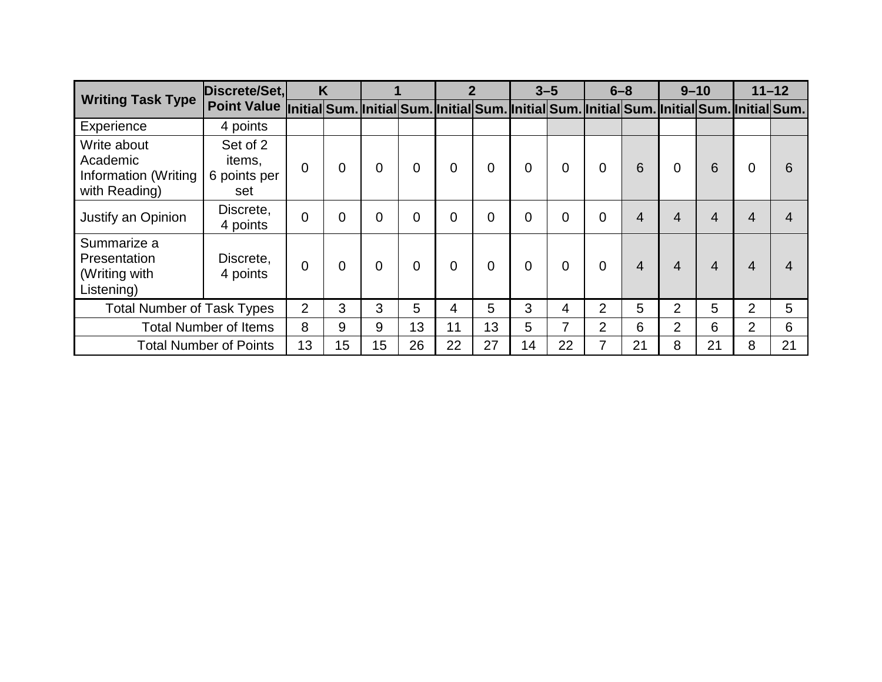| Writing Task Type | Discrete/Set, Point Value | K | | 1 | | 2 | | 3–5 | | 6–8 | | 9–10 | | 11–12 | |
|---|---|---|---|---|---|---|---|---|---|---|---|---|---|---|---|
| | | Initial | Sum. | Initial | Sum. | Initial | Sum. | Initial | Sum. | Initial | Sum. | Initial | Sum. | Initial | Sum. |
| Experience | 4 points | | | | | | | | | | | | | | |
| Write about Academic Information (Writing with Reading) | Set of 2 items, 6 points per set | 0 | 0 | 0 | 0 | 0 | 0 | 0 | 0 | 0 | 6 | 0 | 6 | 0 | 6 |
| Justify an Opinion | Discrete, 4 points | 0 | 0 | 0 | 0 | 0 | 0 | 0 | 0 | 0 | 4 | 4 | 4 | 4 | 4 |
| Summarize a Presentation (Writing with Listening) | Discrete, 4 points | 0 | 0 | 0 | 0 | 0 | 0 | 0 | 0 | 0 | 4 | 4 | 4 | 4 | 4 |
| Total Number of Task Types | | 2 | 3 | 3 | 5 | 4 | 5 | 3 | 4 | 2 | 5 | 2 | 5 | 2 | 5 |
| Total Number of Items | | 8 | 9 | 9 | 13 | 11 | 13 | 5 | 7 | 2 | 6 | 2 | 6 | 2 | 6 |
| Total Number of Points | | 13 | 15 | 15 | 26 | 22 | 27 | 14 | 22 | 7 | 21 | 8 | 21 | 8 | 21 |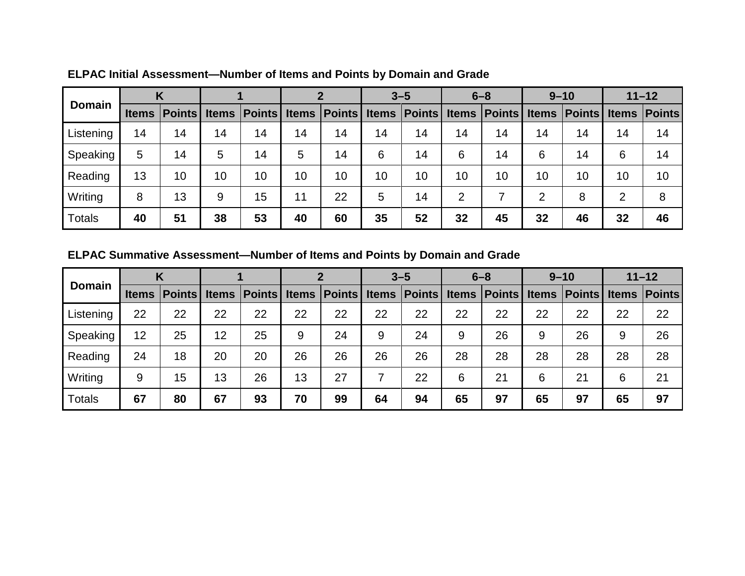**ELPAC Initial Assessment—Number of Items and Points by Domain and Grade**

| Domain | K | | 1 | | 2 | | 3–5 | | 6–8 | | 9–10 | | 11–12 | |
|---|---|---|---|---|---|---|---|---|---|---|---|---|---|---|
| | Items | Points | Items | Points | Items | Points | Items | Points | Items | Points | Items | Points | Items | Points |
| Listening | 14 | 14 | 14 | 14 | 14 | 14 | 14 | 14 | 14 | 14 | 14 | 14 | 14 | 14 |
| Speaking | 5 | 14 | 5 | 14 | 5 | 14 | 6 | 14 | 6 | 14 | 6 | 14 | 6 | 14 |
| Reading | 13 | 10 | 10 | 10 | 10 | 10 | 10 | 10 | 10 | 10 | 10 | 10 | 10 | 10 |
| Writing | 8 | 13 | 9 | 15 | 11 | 22 | 5 | 14 | 2 | 7 | 2 | 8 | 2 | 8 |
| Totals | **40** | **51** | **38** | **53** | **40** | **60** | **35** | **52** | **32** | **45** | **32** | **46** | **32** | **46** |

**ELPAC Summative Assessment—Number of Items and Points by Domain and Grade**

| Domain | K | | 1 | | 2 | | 3–5 | | 6–8 | | 9–10 | | 11–12 | |
|---|---|---|---|---|---|---|---|---|---|---|---|---|---|---|
| | Items | Points | Items | Points | Items | Points | Items | Points | Items | Points | Items | Points | Items | Points |
| Listening | 22 | 22 | 22 | 22 | 22 | 22 | 22 | 22 | 22 | 22 | 22 | 22 | 22 | 22 |
| Speaking | 12 | 25 | 12 | 25 | 9 | 24 | 9 | 24 | 9 | 26 | 9 | 26 | 9 | 26 |
| Reading | 24 | 18 | 20 | 20 | 26 | 26 | 26 | 26 | 28 | 28 | 28 | 28 | 28 | 28 |
| Writing | 9 | 15 | 13 | 26 | 13 | 27 | 7 | 22 | 6 | 21 | 6 | 21 | 6 | 21 |
| Totals | **67** | **80** | **67** | **93** | **70** | **99** | **64** | **94** | **65** | **97** | **65** | **97** | **65** | **97** |